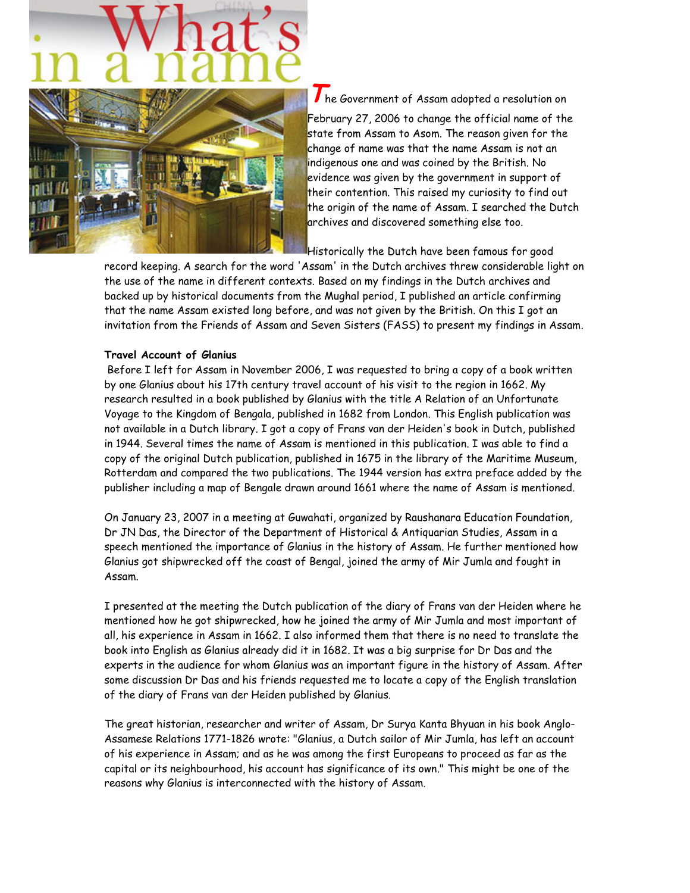# What's in a name

The Government of Assam adopted a resolution on February 27, 2006 to change the official name of the state from Assam to Asom. The reason given for the change of name was that the name Assam is not an indigenous one and was coined by the British. No evidence was given by the government in support of their contention. This raised my curiosity to find out the origin of the name of Assam. I searched the Dutch archives and discovered something else too.

Historically the Dutch have been famous for good record keeping. A search for the word 'Assam' in the Dutch archives threw considerable light on the use of the name in different contexts. Based on my findings in the Dutch archives and backed up by historical documents from the Mughal period, I published an article confirming that the name Assam existed long before, and was not given by the British. On this I got an invitation from the Friends of Assam and Seven Sisters (FASS) to present my findings in Assam.

**Travel Account of Glanius**

Before I left for Assam in November 2006, I was requested to bring a copy of a book written by one Glanius about his 17th century travel account of his visit to the region in 1662. My research resulted in a book published by Glanius with the title A Relation of an Unfortunate Voyage to the Kingdom of Bengala, published in 1682 from London. This English publication was not available in a Dutch library. I got a copy of Frans van der Heiden's book in Dutch, published in 1944. Several times the name of Assam is mentioned in this publication. I was able to find a copy of the original Dutch publication, published in 1675 in the library of the Maritime Museum, Rotterdam and compared the two publications. The 1944 version has extra preface added by the publisher including a map of Bengale drawn around 1661 where the name of Assam is mentioned.

On January 23, 2007 in a meeting at Guwahati, organized by Raushanara Education Foundation, Dr JN Das, the Director of the Department of Historical & Antiquarian Studies, Assam in a speech mentioned the importance of Glanius in the history of Assam. He further mentioned how Glanius got shipwrecked off the coast of Bengal, joined the army of Mir Jumla and fought in Assam.

I presented at the meeting the Dutch publication of the diary of Frans van der Heiden where he mentioned how he got shipwrecked, how he joined the army of Mir Jumla and most important of all, his experience in Assam in 1662. I also informed them that there is no need to translate the book into English as Glanius already did it in 1682. It was a big surprise for Dr Das and the experts in the audience for whom Glanius was an important figure in the history of Assam. After some discussion Dr Das and his friends requested me to locate a copy of the English translation of the diary of Frans van der Heiden published by Glanius.

The great historian, researcher and writer of Assam, Dr Surya Kanta Bhyuan in his book Anglo-Assamese Relations 1771-1826 wrote: "Glanius, a Dutch sailor of Mir Jumla, has left an account of his experience in Assam; and as he was among the first Europeans to proceed as far as the capital or its neighbourhood, his account has significance of its own." This might be one of the reasons why Glanius is interconnected with the history of Assam.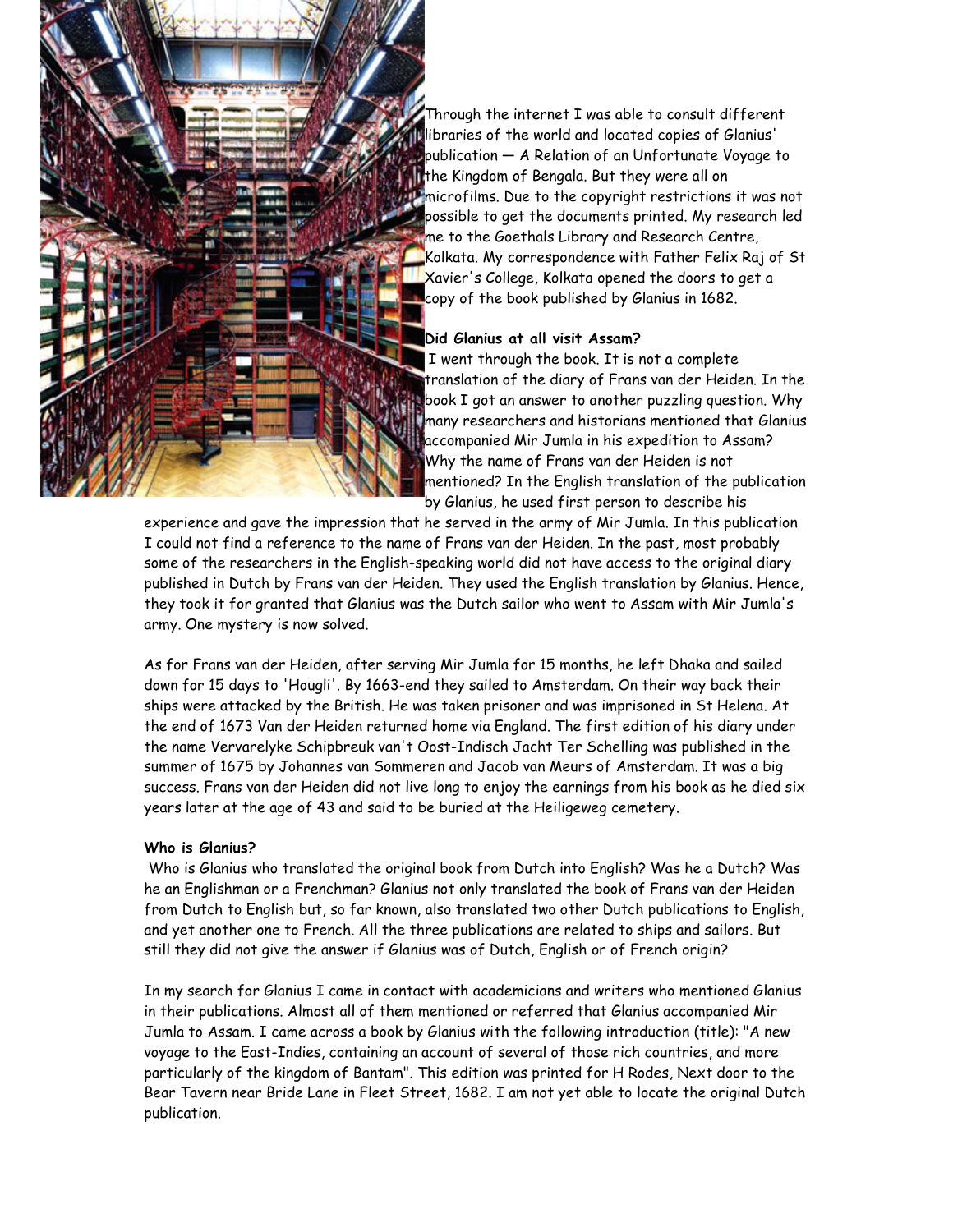Through the internet I was able to consult different libraries of the world and located copies of Glanius' publication — A Relation of an Unfortunate Voyage to the Kingdom of Bengala. But they were all on microfilms. Due to the copyright restrictions it was not possible to get the documents printed. My research led me to the Goethals Library and Research Centre, Kolkata. My correspondence with Father Felix Raj of St Xavier's College, Kolkata opened the doors to get a copy of the book published by Glanius in 1682.

**Did Glanius at all visit Assam?**

I went through the book. It is not a complete translation of the diary of Frans van der Heiden. In the book I got an answer to another puzzling question. Why many researchers and historians mentioned that Glanius accompanied Mir Jumla in his expedition to Assam? Why the name of Frans van der Heiden is not mentioned? In the English translation of the publication by Glanius, he used first person to describe his experience and gave the impression that he served in the army of Mir Jumla. In this publication I could not find a reference to the name of Frans van der Heiden. In the past, most probably some of the researchers in the English-speaking world did not have access to the original diary published in Dutch by Frans van der Heiden. They used the English translation by Glanius. Hence, they took it for granted that Glanius was the Dutch sailor who went to Assam with Mir Jumla's army. One mystery is now solved.

As for Frans van der Heiden, after serving Mir Jumla for 15 months, he left Dhaka and sailed down for 15 days to 'Hougli'. By 1663-end they sailed to Amsterdam. On their way back their ships were attacked by the British. He was taken prisoner and was imprisoned in St Helena. At the end of 1673 Van der Heiden returned home via England. The first edition of his diary under the name Vervarelyke Schipbreuk van't Oost-Indisch Jacht Ter Schelling was published in the summer of 1675 by Johannes van Sommeren and Jacob van Meurs of Amsterdam. It was a big success. Frans van der Heiden did not live long to enjoy the earnings from his book as he died six years later at the age of 43 and said to be buried at the Heiligeweg cemetery.

**Who is Glanius?**

Who is Glanius who translated the original book from Dutch into English? Was he a Dutch? Was he an Englishman or a Frenchman? Glanius not only translated the book of Frans van der Heiden from Dutch to English but, so far known, also translated two other Dutch publications to English, and yet another one to French. All the three publications are related to ships and sailors. But still they did not give the answer if Glanius was of Dutch, English or of French origin?

In my search for Glanius I came in contact with academicians and writers who mentioned Glanius in their publications. Almost all of them mentioned or referred that Glanius accompanied Mir Jumla to Assam. I came across a book by Glanius with the following introduction (title): "A new voyage to the East-Indies, containing an account of several of those rich countries, and more particularly of the kingdom of Bantam". This edition was printed for H Rodes, Next door to the Bear Tavern near Bride Lane in Fleet Street, 1682. I am not yet able to locate the original Dutch publication.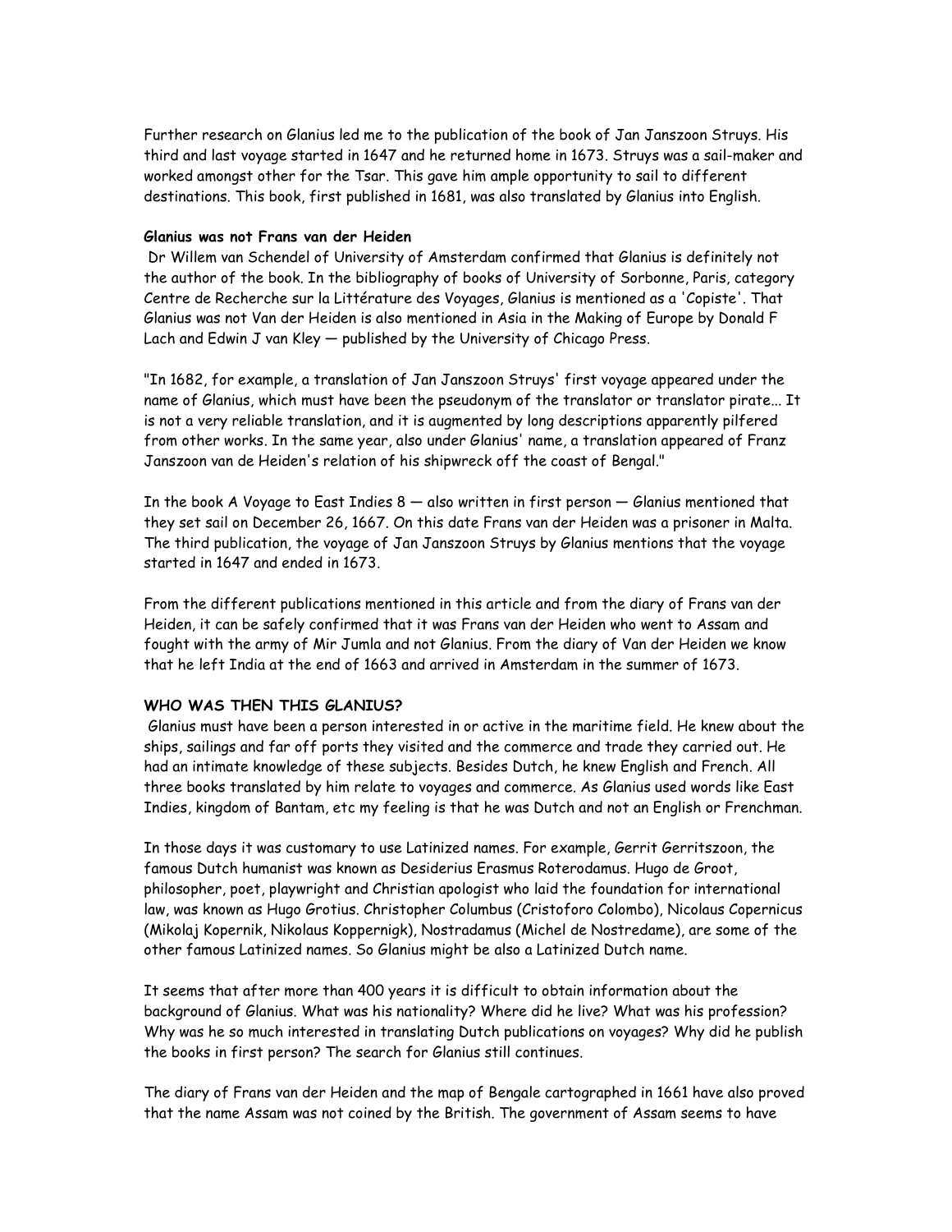Further research on Glanius led me to the publication of the book of Jan Janszoon Struys. His third and last voyage started in 1647 and he returned home in 1673. Struys was a sail-maker and worked amongst other for the Tsar. This gave him ample opportunity to sail to different destinations. This book, first published in 1681, was also translated by Glanius into English.

**Glanius was not Frans van der Heiden**

Dr Willem van Schendel of University of Amsterdam confirmed that Glanius is definitely not the author of the book. In the bibliography of books of University of Sorbonne, Paris, category Centre de Recherche sur la Littérature des Voyages, Glanius is mentioned as a 'Copiste'. That Glanius was not Van der Heiden is also mentioned in Asia in the Making of Europe by Donald F Lach and Edwin J van Kley — published by the University of Chicago Press.

"In 1682, for example, a translation of Jan Janszoon Struys' first voyage appeared under the name of Glanius, which must have been the pseudonym of the translator or translator pirate... It is not a very reliable translation, and it is augmented by long descriptions apparently pilfered from other works. In the same year, also under Glanius' name, a translation appeared of Franz Janszoon van de Heiden's relation of his shipwreck off the coast of Bengal."

In the book A Voyage to East Indies 8 — also written in first person — Glanius mentioned that they set sail on December 26, 1667. On this date Frans van der Heiden was a prisoner in Malta. The third publication, the voyage of Jan Janszoon Struys by Glanius mentions that the voyage started in 1647 and ended in 1673.

From the different publications mentioned in this article and from the diary of Frans van der Heiden, it can be safely confirmed that it was Frans van der Heiden who went to Assam and fought with the army of Mir Jumla and not Glanius. From the diary of Van der Heiden we know that he left India at the end of 1663 and arrived in Amsterdam in the summer of 1673.

**WHO WAS THEN THIS GLANIUS?**

Glanius must have been a person interested in or active in the maritime field. He knew about the ships, sailings and far off ports they visited and the commerce and trade they carried out. He had an intimate knowledge of these subjects. Besides Dutch, he knew English and French. All three books translated by him relate to voyages and commerce. As Glanius used words like East Indies, kingdom of Bantam, etc my feeling is that he was Dutch and not an English or Frenchman.

In those days it was customary to use Latinized names. For example, Gerrit Gerritszoon, the famous Dutch humanist was known as Desiderius Erasmus Roterodamus. Hugo de Groot, philosopher, poet, playwright and Christian apologist who laid the foundation for international law, was known as Hugo Grotius. Christopher Columbus (Cristoforo Colombo), Nicolaus Copernicus (Mikolaj Kopernik, Nikolaus Koppernigk), Nostradamus (Michel de Nostredame), are some of the other famous Latinized names. So Glanius might be also a Latinized Dutch name.

It seems that after more than 400 years it is difficult to obtain information about the background of Glanius. What was his nationality? Where did he live? What was his profession? Why was he so much interested in translating Dutch publications on voyages? Why did he publish the books in first person? The search for Glanius still continues.

The diary of Frans van der Heiden and the map of Bengale cartographed in 1661 have also proved that the name Assam was not coined by the British. The government of Assam seems to have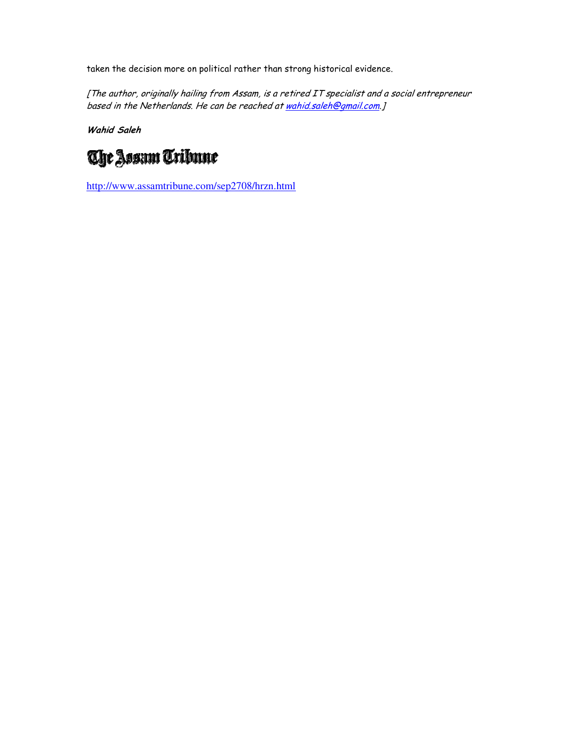taken the decision more on political rather than strong historical evidence.

*[The author, originally hailing from Assam, is a retired IT specialist and a social entrepreneur based in the Netherlands. He can be reached at wahid.saleh@gmail.com.]*

***Wahid Saleh***

The Assam Tribune

http://www.assamtribune.com/sep2708/hrzn.html